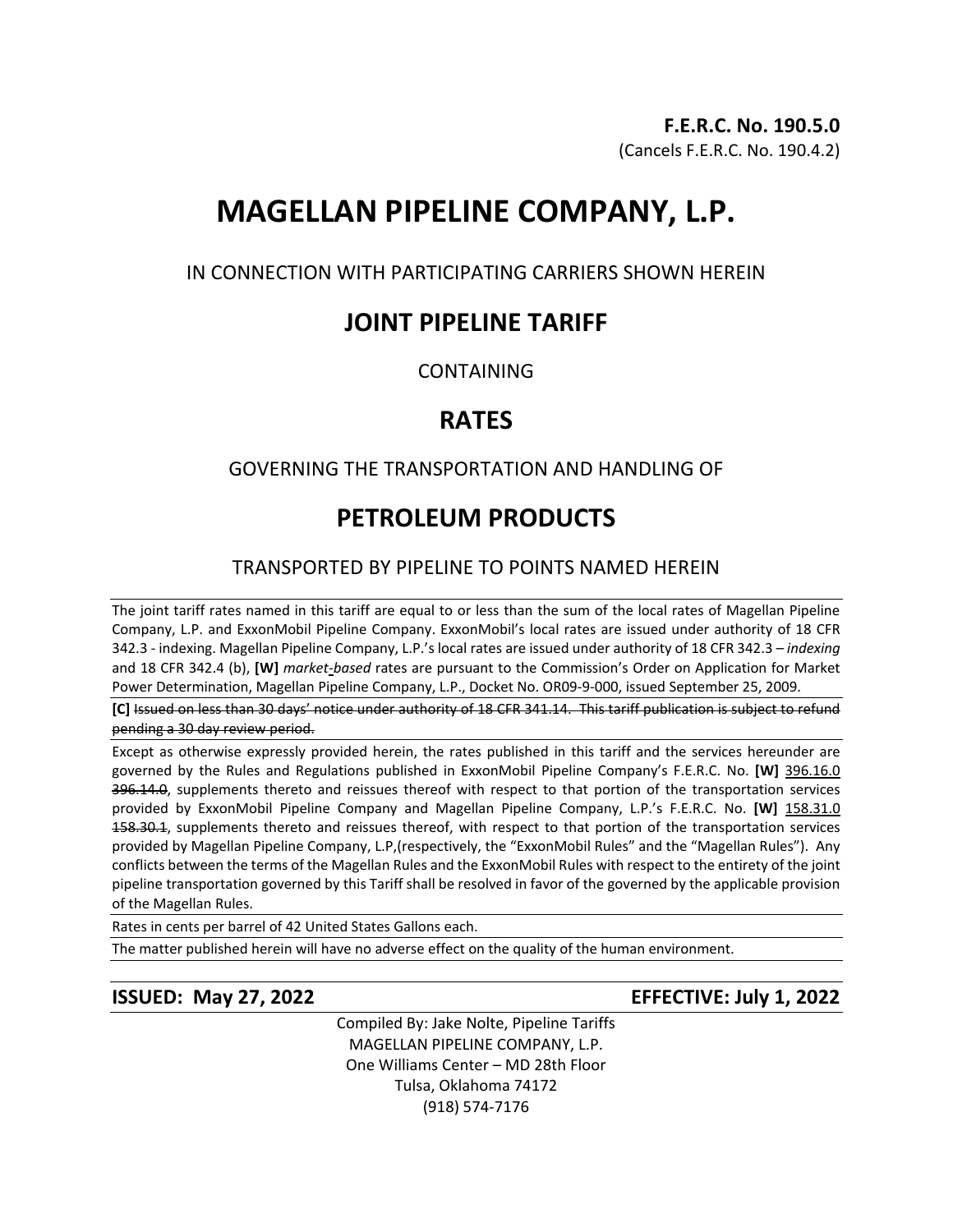**F.E.R.C. No. 190.5.0**
(Cancels F.E.R.C. No. 190.4.2)

# MAGELLAN PIPELINE COMPANY, L.P.

IN CONNECTION WITH PARTICIPATING CARRIERS SHOWN HEREIN

## JOINT PIPELINE TARIFF

CONTAINING

## RATES

GOVERNING THE TRANSPORTATION AND HANDLING OF

## PETROLEUM PRODUCTS

TRANSPORTED BY PIPELINE TO POINTS NAMED HEREIN

---

The joint tariff rates named in this tariff are equal to or less than the sum of the local rates of Magellan Pipeline Company, L.P. and ExxonMobil Pipeline Company. ExxonMobil's local rates are issued under authority of 18 CFR 342.3 - indexing. Magellan Pipeline Company, L.P.'s local rates are issued under authority of 18 CFR 342.3 – *indexing* and 18 CFR 342.4 (b), **[W]** *market-based* rates are pursuant to the Commission's Order on Application for Market Power Determination, Magellan Pipeline Company, L.P., Docket No. OR09-9-000, issued September 25, 2009.

**[C]** ~~Issued on less than 30 days' notice under authority of 18 CFR 341.14. This tariff publication is subject to refund pending a 30 day review period.~~

Except as otherwise expressly provided herein, the rates published in this tariff and the services hereunder are governed by the Rules and Regulations published in ExxonMobil Pipeline Company's F.E.R.C. No. **[W]** 396.16.0 ~~396.14.0~~, supplements thereto and reissues thereof with respect to that portion of the transportation services provided by ExxonMobil Pipeline Company and Magellan Pipeline Company, L.P.'s F.E.R.C. No. **[W]** 158.31.0 ~~158.30.1~~, supplements thereto and reissues thereof, with respect to that portion of the transportation services provided by Magellan Pipeline Company, L.P,(respectively, the "ExxonMobil Rules" and the "Magellan Rules"). Any conflicts between the terms of the Magellan Rules and the ExxonMobil Rules with respect to the entirety of the joint pipeline transportation governed by this Tariff shall be resolved in favor of the governed by the applicable provision of the Magellan Rules.

Rates in cents per barrel of 42 United States Gallons each.

The matter published herein will have no adverse effect on the quality of the human environment.

---

**ISSUED: May 27, 2022** **EFFECTIVE: July 1, 2022**

Compiled By: Jake Nolte, Pipeline Tariffs
MAGELLAN PIPELINE COMPANY, L.P.
One Williams Center – MD 28th Floor
Tulsa, Oklahoma 74172
(918) 574-7176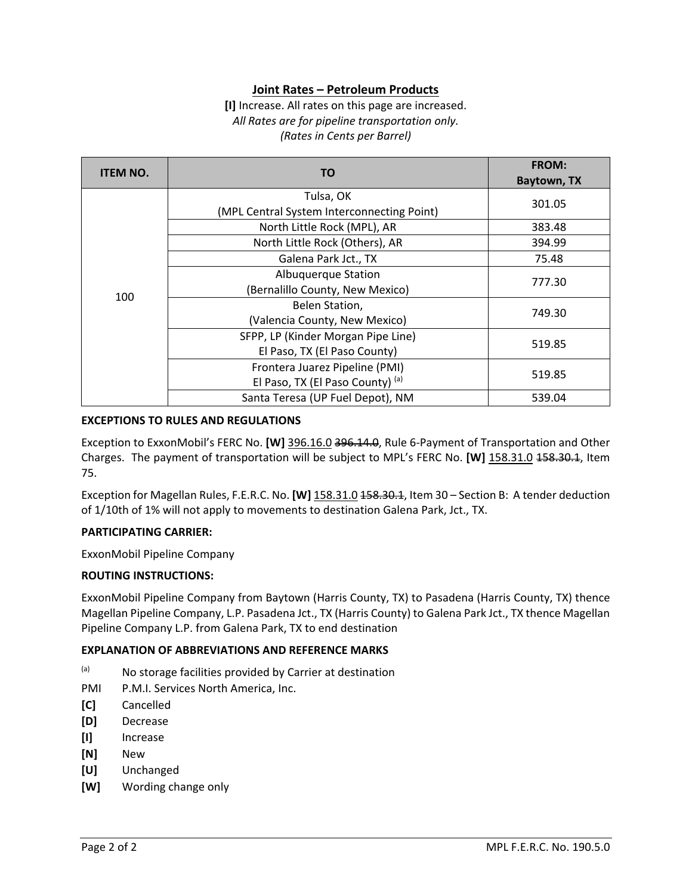## Joint Rates – Petroleum Products

**[I]** Increase. All rates on this page are increased.
*All Rates are for pipeline transportation only.*
*(Rates in Cents per Barrel)*

| ITEM NO. | TO | FROM: Baytown, TX |
|---|---|---|
| 100 | Tulsa, OK (MPL Central System Interconnecting Point) | 301.05 |
| | North Little Rock (MPL), AR | 383.48 |
| | North Little Rock (Others), AR | 394.99 |
| | Galena Park Jct., TX | 75.48 |
| | Albuquerque Station (Bernalillo County, New Mexico) | 777.30 |
| | Belen Station, (Valencia County, New Mexico) | 749.30 |
| | SFPP, LP (Kinder Morgan Pipe Line) El Paso, TX (El Paso County) | 519.85 |
| | Frontera Juarez Pipeline (PMI) El Paso, TX (El Paso County) [(a)] | 519.85 |
| | Santa Teresa (UP Fuel Depot), NM | 539.04 |

**EXCEPTIONS TO RULES AND REGULATIONS**

Exception to ExxonMobil's FERC No. **[W]** 396.16.0 ~~396.14.0~~, Rule 6-Payment of Transportation and Other Charges. The payment of transportation will be subject to MPL's FERC No. **[W]** 158.31.0 ~~158.30.1~~, Item 75.

Exception for Magellan Rules, F.E.R.C. No. **[W]** 158.31.0 ~~158.30.1~~, Item 30 – Section B: A tender deduction of 1/10th of 1% will not apply to movements to destination Galena Park, Jct., TX.

**PARTICIPATING CARRIER:**

ExxonMobil Pipeline Company

**ROUTING INSTRUCTIONS:**

ExxonMobil Pipeline Company from Baytown (Harris County, TX) to Pasadena (Harris County, TX) thence Magellan Pipeline Company, L.P. Pasadena Jct., TX (Harris County) to Galena Park Jct., TX thence Magellan Pipeline Company L.P. from Galena Park, TX to end destination

**EXPLANATION OF ABBREVIATIONS AND REFERENCE MARKS**

- (a) No storage facilities provided by Carrier at destination
- PMI P.M.I. Services North America, Inc.
- **[C]** Cancelled
- **[D]** Decrease
- **[I]** Increase
- **[N]** New
- **[U]** Unchanged
- **[W]** Wording change only